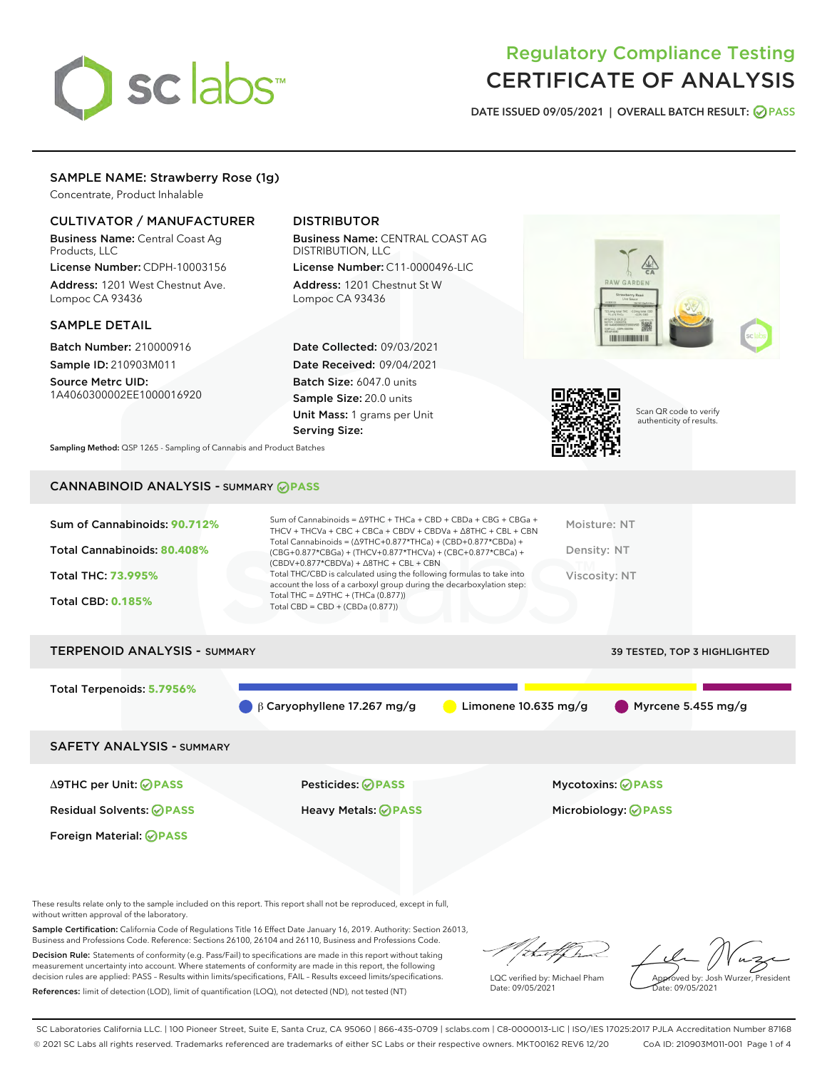# Regulatory Compliance Testing
# CERTIFICATE OF ANALYSIS

DATE ISSUED 09/05/2021 | OVERALL BATCH RESULT: PASS

## SAMPLE NAME: Strawberry Rose (1g)

Concentrate, Product Inhalable

### CULTIVATOR / MANUFACTURER

**Business Name:** Central Coast Ag Products, LLC

**License Number:** CDPH-10003156

**Address:** 1201 West Chestnut Ave. Lompoc CA 93436

### DISTRIBUTOR

**Business Name:** CENTRAL COAST AG DISTRIBUTION, LLC

**License Number:** C11-0000496-LIC

**Address:** 1201 Chestnut St W Lompoc CA 93436

### SAMPLE DETAIL

**Batch Number:** 210000916

**Sample ID:** 210903M011

**Source Metrc UID:** 1A4060300002EE1000016920

**Date Collected:** 09/03/2021

**Date Received:** 09/04/2021

**Batch Size:** 6047.0 units

**Sample Size:** 20.0 units

**Unit Mass:** 1 grams per Unit

**Serving Size:**

Scan QR code to verify authenticity of results.

**Sampling Method:** QSP 1265 - Sampling of Cannabis and Product Batches

## CANNABINOID ANALYSIS - SUMMARY PASS

Sum of Cannabinoids: **90.712%**

Total Cannabinoids: **80.408%**

Total THC: **73.995%**

Total CBD: **0.185%**

Sum of Cannabinoids = Δ9THC + THCa + CBD + CBDa + CBG + CBGa + THCV + THCVa + CBC + CBCa + CBDV + CBDVa + Δ8THC + CBL + CBN

Total Cannabinoids = (Δ9THC+0.877*THCa) + (CBD+0.877*CBDa) + (CBG+0.877*CBGa) + (THCV+0.877*THCVa) + (CBC+0.877*CBCa) + (CBDV+0.877*CBDVa) + Δ8THC + CBL + CBN

Total THC/CBD is calculated using the following formulas to take into account the loss of a carboxyl group during the decarboxylation step:

Total THC = Δ9THC + (THCa (0.877))

Total CBD = CBD + (CBDa (0.877))

Moisture: NT

Density: NT

Viscosity: NT

## TERPENOID ANALYSIS - SUMMARY

39 TESTED, TOP 3 HIGHLIGHTED

Total Terpenoids: **5.7956%**

β Caryophyllene 17.267 mg/g | Limonene 10.635 mg/g | Myrcene 5.455 mg/g

## SAFETY ANALYSIS - SUMMARY

| | | |
|---|---|---|
| Δ9THC per Unit: PASS | Pesticides: PASS | Mycotoxins: PASS |
| Residual Solvents: PASS | Heavy Metals: PASS | Microbiology: PASS |
| Foreign Material: PASS | | |

These results relate only to the sample included on this report. This report shall not be reproduced, except in full, without written approval of the laboratory.

**Sample Certification:** California Code of Regulations Title 16 Effect Date January 16, 2019. Authority: Section 26013, Business and Professions Code. Reference: Sections 26100, 26104 and 26110, Business and Professions Code.

**Decision Rule:** Statements of conformity (e.g. Pass/Fail) to specifications are made in this report without taking measurement uncertainty into account. Where statements of conformity are made in this report, the following decision rules are applied: PASS – Results within limits/specifications, FAIL – Results exceed limits/specifications.

**References:** limit of detection (LOD), limit of quantification (LOQ), not detected (ND), not tested (NT)

LQC verified by: Michael Pham
Date: 09/05/2021

Approved by: Josh Wurzer, President
Date: 09/05/2021

SC Laboratories California LLC. | 100 Pioneer Street, Suite E, Santa Cruz, CA 95060 | 866-435-0709 | sclabs.com | C8-0000013-LIC | ISO/IES 17025:2017 PJLA Accreditation Number 87168
© 2021 SC Labs all rights reserved. Trademarks referenced are trademarks of either SC Labs or their respective owners. MKT00162 REV6 12/20 CoA ID: 210903M011-001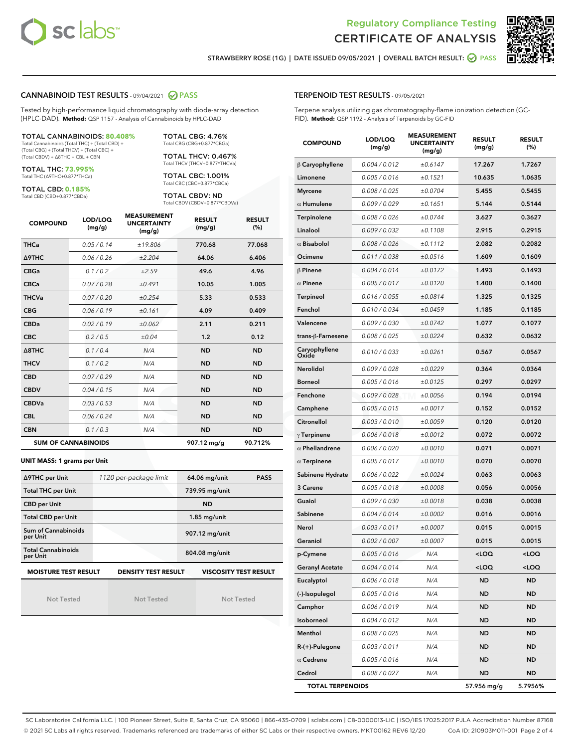# Regulatory Compliance Testing
# CERTIFICATE OF ANALYSIS

STRAWBERRY ROSE (1G) | DATE ISSUED 09/05/2021 | OVERALL BATCH RESULT: PASS

## CANNABINOID TEST RESULTS - 09/04/2021 PASS

Tested by high-performance liquid chromatography with diode-array detection (HPLC-DAD). **Method:** QSP 1157 - Analysis of Cannabinoids by HPLC-DAD

**TOTAL CANNABINOIDS: 80.408%**
Total Cannabinoids (Total THC) + (Total CBD) + (Total CBG) + (Total THCV) + (Total CBC) + (Total CBDV) + Δ8THC + CBL + CBN

**TOTAL THC: 73.995%**
Total THC (Δ9THC+0.877*THCa)

**TOTAL CBD: 0.185%**
Total CBD (CBD+0.877*CBDa)

**TOTAL CBG: 4.76%**
Total CBG (CBG+0.877*CBGa)

**TOTAL THCV: 0.467%**
Total THCV (THCV+0.877*THCVa)

**TOTAL CBC: 1.001%**
Total CBC (CBC+0.877*CBCa)

**TOTAL CBDV: ND**
Total CBDV (CBDV+0.877*CBDVa)

| COMPOUND | LOD/LOQ (mg/g) | MEASUREMENT UNCERTAINTY (mg/g) | RESULT (mg/g) | RESULT (%) |
|---|---|---|---|---|
| THCa | 0.05 / 0.14 | ±19.806 | 770.68 | 77.068 |
| Δ9THC | 0.06 / 0.26 | ±2.204 | 64.06 | 6.406 |
| CBGa | 0.1 / 0.2 | ±2.59 | 49.6 | 4.96 |
| CBCa | 0.07 / 0.28 | ±0.491 | 10.05 | 1.005 |
| THCVa | 0.07 / 0.20 | ±0.254 | 5.33 | 0.533 |
| CBG | 0.06 / 0.19 | ±0.161 | 4.09 | 0.409 |
| CBDa | 0.02 / 0.19 | ±0.062 | 2.11 | 0.211 |
| CBC | 0.2 / 0.5 | ±0.04 | 1.2 | 0.12 |
| Δ8THC | 0.1 / 0.4 | N/A | ND | ND |
| THCV | 0.1 / 0.2 | N/A | ND | ND |
| CBD | 0.07 / 0.29 | N/A | ND | ND |
| CBDV | 0.04 / 0.15 | N/A | ND | ND |
| CBDVa | 0.03 / 0.53 | N/A | ND | ND |
| CBL | 0.06 / 0.24 | N/A | ND | ND |
| CBN | 0.1 / 0.3 | N/A | ND | ND |
| **SUM OF CANNABINOIDS** | | | 907.12 mg/g | 90.712% |

### UNIT MASS: 1 grams per Unit

| | | | |
|---|---|---|---|
| Δ9THC per Unit | 1120 per-package limit | 64.06 mg/unit | PASS |
| Total THC per Unit | | 739.95 mg/unit | |
| CBD per Unit | | ND | |
| Total CBD per Unit | | 1.85 mg/unit | |
| Sum of Cannabinoids per Unit | | 907.12 mg/unit | |
| Total Cannabinoids per Unit | | 804.08 mg/unit | |

| MOISTURE TEST RESULT | DENSITY TEST RESULT | VISCOSITY TEST RESULT |
|---|---|---|
| Not Tested | Not Tested | Not Tested |

## TERPENOID TEST RESULTS - 09/05/2021

Terpene analysis utilizing gas chromatography-flame ionization detection (GC-FID). **Method:** QSP 1192 - Analysis of Terpenoids by GC-FID

| COMPOUND | LOD/LOQ (mg/g) | MEASUREMENT UNCERTAINTY (mg/g) | RESULT (mg/g) | RESULT (%) |
|---|---|---|---|---|
| β Caryophyllene | 0.004 / 0.012 | ±0.6147 | 17.267 | 1.7267 |
| Limonene | 0.005 / 0.016 | ±0.1521 | 10.635 | 1.0635 |
| Myrcene | 0.008 / 0.025 | ±0.0704 | 5.455 | 0.5455 |
| α Humulene | 0.009 / 0.029 | ±0.1651 | 5.144 | 0.5144 |
| Terpinolene | 0.008 / 0.026 | ±0.0744 | 3.627 | 0.3627 |
| Linalool | 0.009 / 0.032 | ±0.1108 | 2.915 | 0.2915 |
| α Bisabolol | 0.008 / 0.026 | ±0.1112 | 2.082 | 0.2082 |
| Ocimene | 0.011 / 0.038 | ±0.0516 | 1.609 | 0.1609 |
| β Pinene | 0.004 / 0.014 | ±0.0172 | 1.493 | 0.1493 |
| α Pinene | 0.005 / 0.017 | ±0.0120 | 1.400 | 0.1400 |
| Terpineol | 0.016 / 0.055 | ±0.0814 | 1.325 | 0.1325 |
| Fenchol | 0.010 / 0.034 | ±0.0459 | 1.185 | 0.1185 |
| Valencene | 0.009 / 0.030 | ±0.0742 | 1.077 | 0.1077 |
| trans-β-Farnesene | 0.008 / 0.025 | ±0.0224 | 0.632 | 0.0632 |
| Caryophyllene Oxide | 0.010 / 0.033 | ±0.0261 | 0.567 | 0.0567 |
| Nerolidol | 0.009 / 0.028 | ±0.0229 | 0.364 | 0.0364 |
| Borneol | 0.005 / 0.016 | ±0.0125 | 0.297 | 0.0297 |
| Fenchone | 0.009 / 0.028 | ±0.0056 | 0.194 | 0.0194 |
| Camphene | 0.005 / 0.015 | ±0.0017 | 0.152 | 0.0152 |
| Citronellol | 0.003 / 0.010 | ±0.0059 | 0.120 | 0.0120 |
| γ Terpinene | 0.006 / 0.018 | ±0.0012 | 0.072 | 0.0072 |
| α Phellandrene | 0.006 / 0.020 | ±0.0010 | 0.071 | 0.0071 |
| α Terpinene | 0.005 / 0.017 | ±0.0010 | 0.070 | 0.0070 |
| Sabinene Hydrate | 0.006 / 0.022 | ±0.0024 | 0.063 | 0.0063 |
| 3 Carene | 0.005 / 0.018 | ±0.0008 | 0.056 | 0.0056 |
| Guaiol | 0.009 / 0.030 | ±0.0018 | 0.038 | 0.0038 |
| Sabinene | 0.004 / 0.014 | ±0.0002 | 0.016 | 0.0016 |
| Nerol | 0.003 / 0.011 | ±0.0007 | 0.015 | 0.0015 |
| Geraniol | 0.002 / 0.007 | ±0.0007 | 0.015 | 0.0015 |
| p-Cymene | 0.005 / 0.016 | N/A | <LOQ | <LOQ |
| Geranyl Acetate | 0.004 / 0.014 | N/A | <LOQ | <LOQ |
| Eucalyptol | 0.006 / 0.018 | N/A | ND | ND |
| (-)-Isopulegol | 0.005 / 0.016 | N/A | ND | ND |
| Camphor | 0.006 / 0.019 | N/A | ND | ND |
| Isoborneol | 0.004 / 0.012 | N/A | ND | ND |
| Menthol | 0.008 / 0.025 | N/A | ND | ND |
| R-(+)-Pulegone | 0.003 / 0.011 | N/A | ND | ND |
| α Cedrene | 0.005 / 0.016 | N/A | ND | ND |
| Cedrol | 0.008 / 0.027 | N/A | ND | ND |
| **TOTAL TERPENOIDS** | | | 57.956 mg/g | 5.7956% |

SC Laboratories California LLC. | 100 Pioneer Street, Suite E, Santa Cruz, CA 95060 | 866-435-0709 | sclabs.com | C8-0000013-LIC | ISO/IES 17025:2017 PJLA Accreditation Number 87168
© 2021 SC Labs all rights reserved. Trademarks referenced are trademarks of either SC Labs or their respective owners. MKT00162 REV6 12/20 CoA ID: 210903M011-001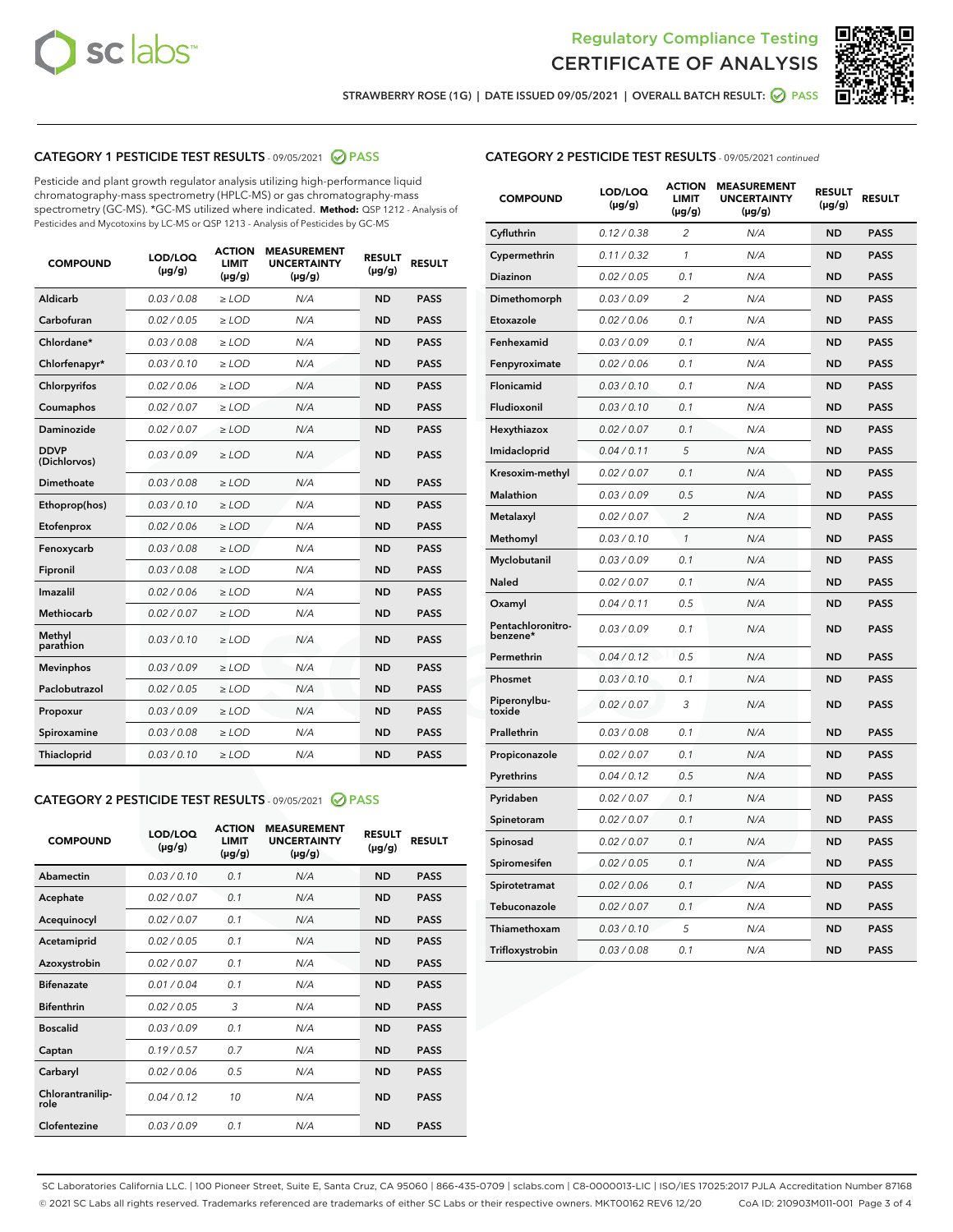Regulatory Compliance Testing
CERTIFICATE OF ANALYSIS

STRAWBERRY ROSE (1G) | DATE ISSUED 09/05/2021 | OVERALL BATCH RESULT: PASS

## CATEGORY 1 PESTICIDE TEST RESULTS - 09/05/2021 PASS

Pesticide and plant growth regulator analysis utilizing high-performance liquid chromatography-mass spectrometry (HPLC-MS) or gas chromatography-mass spectrometry (GC-MS). *GC-MS utilized where indicated. **Method:** QSP 1212 - Analysis of Pesticides and Mycotoxins by LC-MS or QSP 1213 - Analysis of Pesticides by GC-MS

| COMPOUND | LOD/LOQ (µg/g) | ACTION LIMIT (µg/g) | MEASUREMENT UNCERTAINTY (µg/g) | RESULT (µg/g) | RESULT |
|---|---|---|---|---|---|
| Aldicarb | 0.03 / 0.08 | ≥ LOD | N/A | ND | PASS |
| Carbofuran | 0.02 / 0.05 | ≥ LOD | N/A | ND | PASS |
| Chlordane* | 0.03 / 0.08 | ≥ LOD | N/A | ND | PASS |
| Chlorfenapyr* | 0.03 / 0.10 | ≥ LOD | N/A | ND | PASS |
| Chlorpyrifos | 0.02 / 0.06 | ≥ LOD | N/A | ND | PASS |
| Coumaphos | 0.02 / 0.07 | ≥ LOD | N/A | ND | PASS |
| Daminozide | 0.02 / 0.07 | ≥ LOD | N/A | ND | PASS |
| DDVP (Dichlorvos) | 0.03 / 0.09 | ≥ LOD | N/A | ND | PASS |
| Dimethoate | 0.03 / 0.08 | ≥ LOD | N/A | ND | PASS |
| Ethoprop(hos) | 0.03 / 0.10 | ≥ LOD | N/A | ND | PASS |
| Etofenprox | 0.02 / 0.06 | ≥ LOD | N/A | ND | PASS |
| Fenoxycarb | 0.03 / 0.08 | ≥ LOD | N/A | ND | PASS |
| Fipronil | 0.03 / 0.08 | ≥ LOD | N/A | ND | PASS |
| Imazalil | 0.02 / 0.06 | ≥ LOD | N/A | ND | PASS |
| Methiocarb | 0.02 / 0.07 | ≥ LOD | N/A | ND | PASS |
| Methyl parathion | 0.03 / 0.10 | ≥ LOD | N/A | ND | PASS |
| Mevinphos | 0.03 / 0.09 | ≥ LOD | N/A | ND | PASS |
| Paclobutrazol | 0.02 / 0.05 | ≥ LOD | N/A | ND | PASS |
| Propoxur | 0.03 / 0.09 | ≥ LOD | N/A | ND | PASS |
| Spiroxamine | 0.03 / 0.08 | ≥ LOD | N/A | ND | PASS |
| Thiacloprid | 0.03 / 0.10 | ≥ LOD | N/A | ND | PASS |

## CATEGORY 2 PESTICIDE TEST RESULTS - 09/05/2021 PASS

| COMPOUND | LOD/LOQ (µg/g) | ACTION LIMIT (µg/g) | MEASUREMENT UNCERTAINTY (µg/g) | RESULT (µg/g) | RESULT |
|---|---|---|---|---|---|
| Abamectin | 0.03 / 0.10 | 0.1 | N/A | ND | PASS |
| Acephate | 0.02 / 0.07 | 0.1 | N/A | ND | PASS |
| Acequinocyl | 0.02 / 0.07 | 0.1 | N/A | ND | PASS |
| Acetamiprid | 0.02 / 0.05 | 0.1 | N/A | ND | PASS |
| Azoxystrobin | 0.02 / 0.07 | 0.1 | N/A | ND | PASS |
| Bifenazate | 0.01 / 0.04 | 0.1 | N/A | ND | PASS |
| Bifenthrin | 0.02 / 0.05 | 3 | N/A | ND | PASS |
| Boscalid | 0.03 / 0.09 | 0.1 | N/A | ND | PASS |
| Captan | 0.19 / 0.57 | 0.7 | N/A | ND | PASS |
| Carbaryl | 0.02 / 0.06 | 0.5 | N/A | ND | PASS |
| Chlorantraniliprole | 0.04 / 0.12 | 10 | N/A | ND | PASS |
| Clofentezine | 0.03 / 0.09 | 0.1 | N/A | ND | PASS |
| Cyfluthrin | 0.12 / 0.38 | 2 | N/A | ND | PASS |
| Cypermethrin | 0.11 / 0.32 | 1 | N/A | ND | PASS |
| Diazinon | 0.02 / 0.05 | 0.1 | N/A | ND | PASS |
| Dimethomorph | 0.03 / 0.09 | 2 | N/A | ND | PASS |
| Etoxazole | 0.02 / 0.06 | 0.1 | N/A | ND | PASS |
| Fenhexamid | 0.03 / 0.09 | 0.1 | N/A | ND | PASS |
| Fenpyroximate | 0.02 / 0.06 | 0.1 | N/A | ND | PASS |
| Flonicamid | 0.03 / 0.10 | 0.1 | N/A | ND | PASS |
| Fludioxonil | 0.03 / 0.10 | 0.1 | N/A | ND | PASS |
| Hexythiazox | 0.02 / 0.07 | 0.1 | N/A | ND | PASS |
| Imidacloprid | 0.04 / 0.11 | 5 | N/A | ND | PASS |
| Kresoxim-methyl | 0.02 / 0.07 | 0.1 | N/A | ND | PASS |
| Malathion | 0.03 / 0.09 | 0.5 | N/A | ND | PASS |
| Metalaxyl | 0.02 / 0.07 | 2 | N/A | ND | PASS |
| Methomyl | 0.03 / 0.10 | 1 | N/A | ND | PASS |
| Myclobutanil | 0.03 / 0.09 | 0.1 | N/A | ND | PASS |
| Naled | 0.02 / 0.07 | 0.1 | N/A | ND | PASS |
| Oxamyl | 0.04 / 0.11 | 0.5 | N/A | ND | PASS |
| Pentachloronitrobenzene* | 0.03 / 0.09 | 0.1 | N/A | ND | PASS |
| Permethrin | 0.04 / 0.12 | 0.5 | N/A | ND | PASS |
| Phosmet | 0.03 / 0.10 | 0.1 | N/A | ND | PASS |
| Piperonylbutoxide | 0.02 / 0.07 | 3 | N/A | ND | PASS |
| Prallethrin | 0.03 / 0.08 | 0.1 | N/A | ND | PASS |
| Propiconazole | 0.02 / 0.07 | 0.1 | N/A | ND | PASS |
| Pyrethrins | 0.04 / 0.12 | 0.5 | N/A | ND | PASS |
| Pyridaben | 0.02 / 0.07 | 0.1 | N/A | ND | PASS |
| Spinetoram | 0.02 / 0.07 | 0.1 | N/A | ND | PASS |
| Spinosad | 0.02 / 0.07 | 0.1 | N/A | ND | PASS |
| Spiromesifen | 0.02 / 0.05 | 0.1 | N/A | ND | PASS |
| Spirotetramat | 0.02 / 0.06 | 0.1 | N/A | ND | PASS |
| Tebuconazole | 0.02 / 0.07 | 0.1 | N/A | ND | PASS |
| Thiamethoxam | 0.03 / 0.10 | 5 | N/A | ND | PASS |
| Trifloxystrobin | 0.03 / 0.08 | 0.1 | N/A | ND | PASS |

SC Laboratories California LLC. | 100 Pioneer Street, Suite E, Santa Cruz, CA 95060 | 866-435-0709 | sclabs.com | C8-0000013-LIC | ISO/IES 17025:2017 PJLA Accreditation Number 87168
© 2021 SC Labs all rights reserved. Trademarks referenced are trademarks of either SC Labs or their respective owners. MKT00162 REV6 12/20 CoA ID: 210903M011-001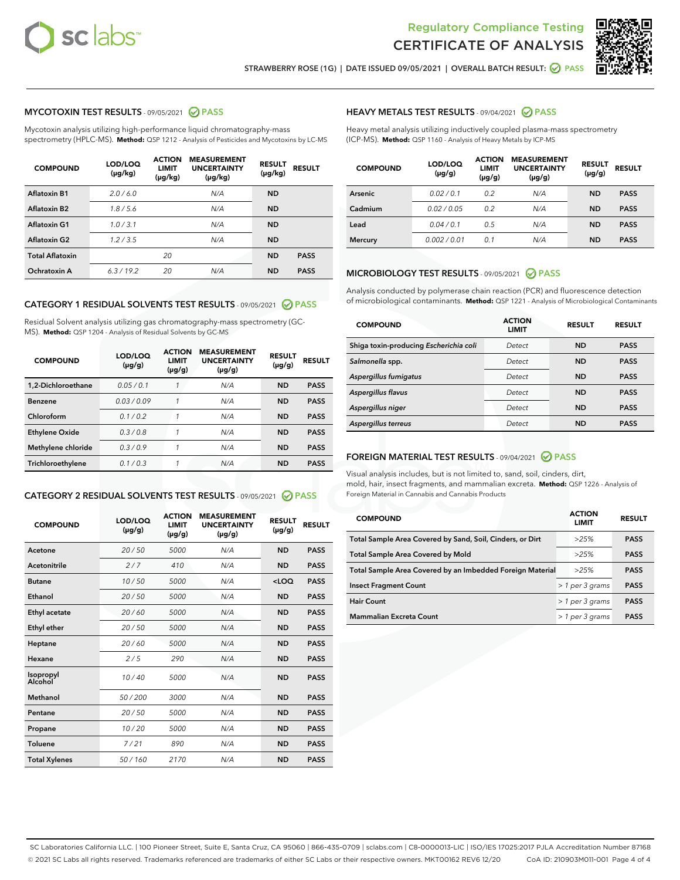Regulatory Compliance Testing
CERTIFICATE OF ANALYSIS

STRAWBERRY ROSE (1G) | DATE ISSUED 09/05/2021 | OVERALL BATCH RESULT: PASS

## MYCOTOXIN TEST RESULTS - 09/05/2021 PASS

Mycotoxin analysis utilizing high-performance liquid chromatography-mass spectrometry (HPLC-MS). **Method:** QSP 1212 - Analysis of Pesticides and Mycotoxins by LC-MS

| COMPOUND | LOD/LOQ (μg/kg) | ACTION LIMIT (μg/kg) | MEASUREMENT UNCERTAINTY (μg/kg) | RESULT (μg/kg) | RESULT |
|---|---|---|---|---|---|
| Aflatoxin B1 | 2.0 / 6.0 | | N/A | ND | |
| Aflatoxin B2 | 1.8 / 5.6 | | N/A | ND | |
| Aflatoxin G1 | 1.0 / 3.1 | | N/A | ND | |
| Aflatoxin G2 | 1.2 / 3.5 | | N/A | ND | |
| Total Aflatoxin | | 20 | | ND | PASS |
| Ochratoxin A | 6.3 / 19.2 | 20 | N/A | ND | PASS |

## CATEGORY 1 RESIDUAL SOLVENTS TEST RESULTS - 09/05/2021 PASS

Residual Solvent analysis utilizing gas chromatography-mass spectrometry (GC-MS). **Method:** QSP 1204 - Analysis of Residual Solvents by GC-MS

| COMPOUND | LOD/LOQ (μg/g) | ACTION LIMIT (μg/g) | MEASUREMENT UNCERTAINTY (μg/g) | RESULT (μg/g) | RESULT |
|---|---|---|---|---|---|
| 1,2-Dichloroethane | 0.05 / 0.1 | 1 | N/A | ND | PASS |
| Benzene | 0.03 / 0.09 | 1 | N/A | ND | PASS |
| Chloroform | 0.1 / 0.2 | 1 | N/A | ND | PASS |
| Ethylene Oxide | 0.3 / 0.8 | 1 | N/A | ND | PASS |
| Methylene chloride | 0.3 / 0.9 | 1 | N/A | ND | PASS |
| Trichloroethylene | 0.1 / 0.3 | 1 | N/A | ND | PASS |

## CATEGORY 2 RESIDUAL SOLVENTS TEST RESULTS - 09/05/2021 PASS

| COMPOUND | LOD/LOQ (μg/g) | ACTION LIMIT (μg/g) | MEASUREMENT UNCERTAINTY (μg/g) | RESULT (μg/g) | RESULT |
|---|---|---|---|---|---|
| Acetone | 20 / 50 | 5000 | N/A | ND | PASS |
| Acetonitrile | 2 / 7 | 410 | N/A | ND | PASS |
| Butane | 10 / 50 | 5000 | N/A | <LOQ | PASS |
| Ethanol | 20 / 50 | 5000 | N/A | ND | PASS |
| Ethyl acetate | 20 / 60 | 5000 | N/A | ND | PASS |
| Ethyl ether | 20 / 50 | 5000 | N/A | ND | PASS |
| Heptane | 20 / 60 | 5000 | N/A | ND | PASS |
| Hexane | 2 / 5 | 290 | N/A | ND | PASS |
| Isopropyl Alcohol | 10 / 40 | 5000 | N/A | ND | PASS |
| Methanol | 50 / 200 | 3000 | N/A | ND | PASS |
| Pentane | 20 / 50 | 5000 | N/A | ND | PASS |
| Propane | 10 / 20 | 5000 | N/A | ND | PASS |
| Toluene | 7 / 21 | 890 | N/A | ND | PASS |
| Total Xylenes | 50 / 160 | 2170 | N/A | ND | PASS |

## HEAVY METALS TEST RESULTS - 09/04/2021 PASS

Heavy metal analysis utilizing inductively coupled plasma-mass spectrometry (ICP-MS). **Method:** QSP 1160 - Analysis of Heavy Metals by ICP-MS

| COMPOUND | LOD/LOQ (μg/g) | ACTION LIMIT (μg/g) | MEASUREMENT UNCERTAINTY (μg/g) | RESULT (μg/g) | RESULT |
|---|---|---|---|---|---|
| Arsenic | 0.02 / 0.1 | 0.2 | N/A | ND | PASS |
| Cadmium | 0.02 / 0.05 | 0.2 | N/A | ND | PASS |
| Lead | 0.04 / 0.1 | 0.5 | N/A | ND | PASS |
| Mercury | 0.002 / 0.01 | 0.1 | N/A | ND | PASS |

## MICROBIOLOGY TEST RESULTS - 09/05/2021 PASS

Analysis conducted by polymerase chain reaction (PCR) and fluorescence detection of microbiological contaminants. **Method:** QSP 1221 - Analysis of Microbiological Contaminants

| COMPOUND | ACTION LIMIT | RESULT | RESULT |
|---|---|---|---|
| Shiga toxin-producing *Escherichia coli* | Detect | ND | PASS |
| *Salmonella* spp. | Detect | ND | PASS |
| *Aspergillus fumigatus* | Detect | ND | PASS |
| *Aspergillus flavus* | Detect | ND | PASS |
| *Aspergillus niger* | Detect | ND | PASS |
| *Aspergillus terreus* | Detect | ND | PASS |

## FOREIGN MATERIAL TEST RESULTS - 09/04/2021 PASS

Visual analysis includes, but is not limited to, sand, soil, cinders, dirt, mold, hair, insect fragments, and mammalian excreta. **Method:** QSP 1226 - Analysis of Foreign Material in Cannabis and Cannabis Products

| COMPOUND | ACTION LIMIT | RESULT |
|---|---|---|
| Total Sample Area Covered by Sand, Soil, Cinders, or Dirt | >25% | PASS |
| Total Sample Area Covered by Mold | >25% | PASS |
| Total Sample Area Covered by an Imbedded Foreign Material | >25% | PASS |
| Insect Fragment Count | > 1 per 3 grams | PASS |
| Hair Count | > 1 per 3 grams | PASS |
| Mammalian Excreta Count | > 1 per 3 grams | PASS |

SC Laboratories California LLC. | 100 Pioneer Street, Suite E, Santa Cruz, CA 95060 | 866-435-0709 | sclabs.com | C8-0000013-LIC | ISO/IES 17025:2017 PJLA Accreditation Number 87168
© 2021 SC Labs all rights reserved. Trademarks referenced are trademarks of either SC Labs or their respective owners. MKT00162 REV6 12/20 CoA ID: 210903M011-001